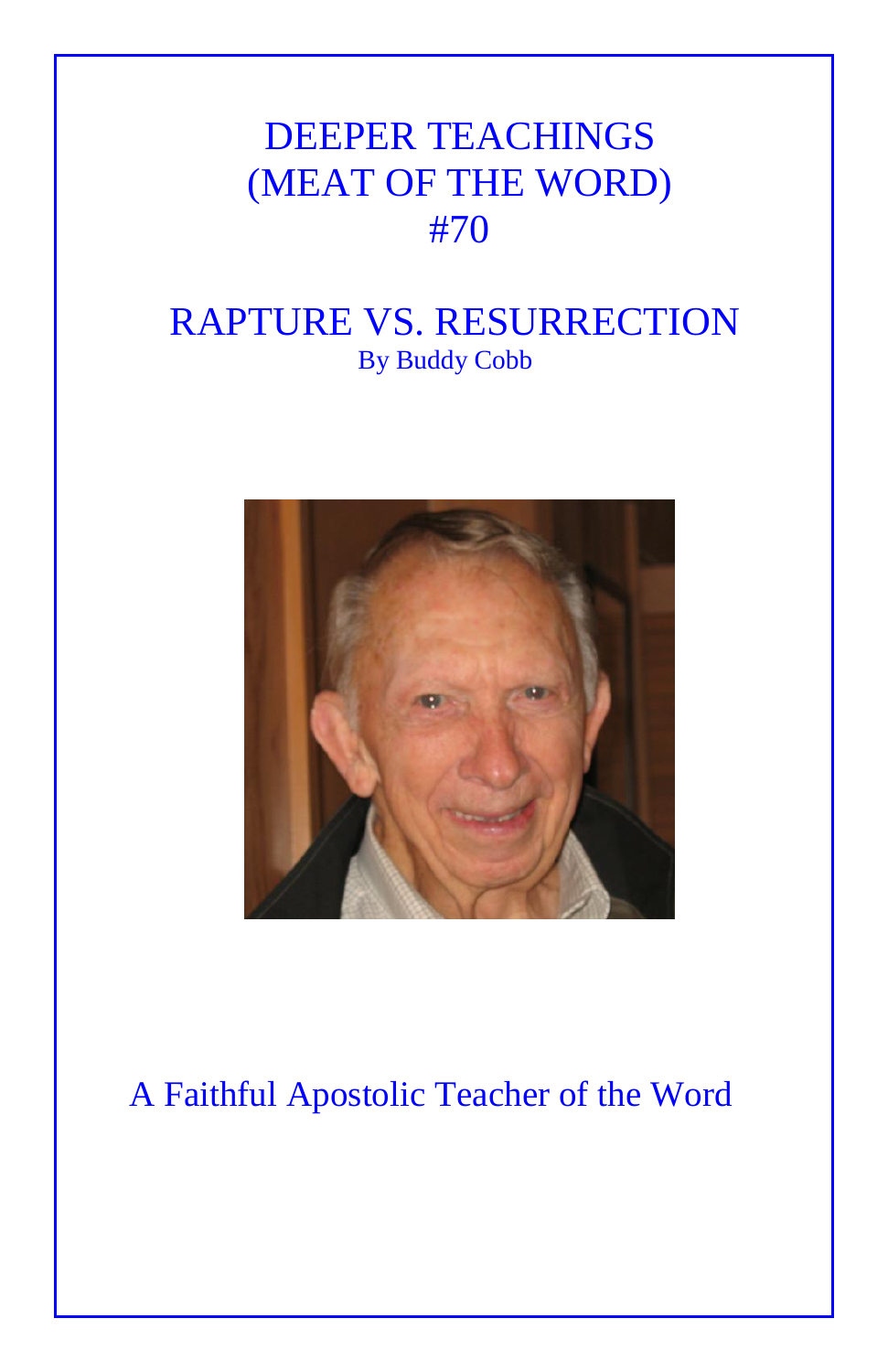# DEEPER TEACHINGS
# (MEAT OF THE WORD)
# #70

## RAPTURE VS. RESURRECTION

By Buddy Cobb

A Faithful Apostolic Teacher of the Word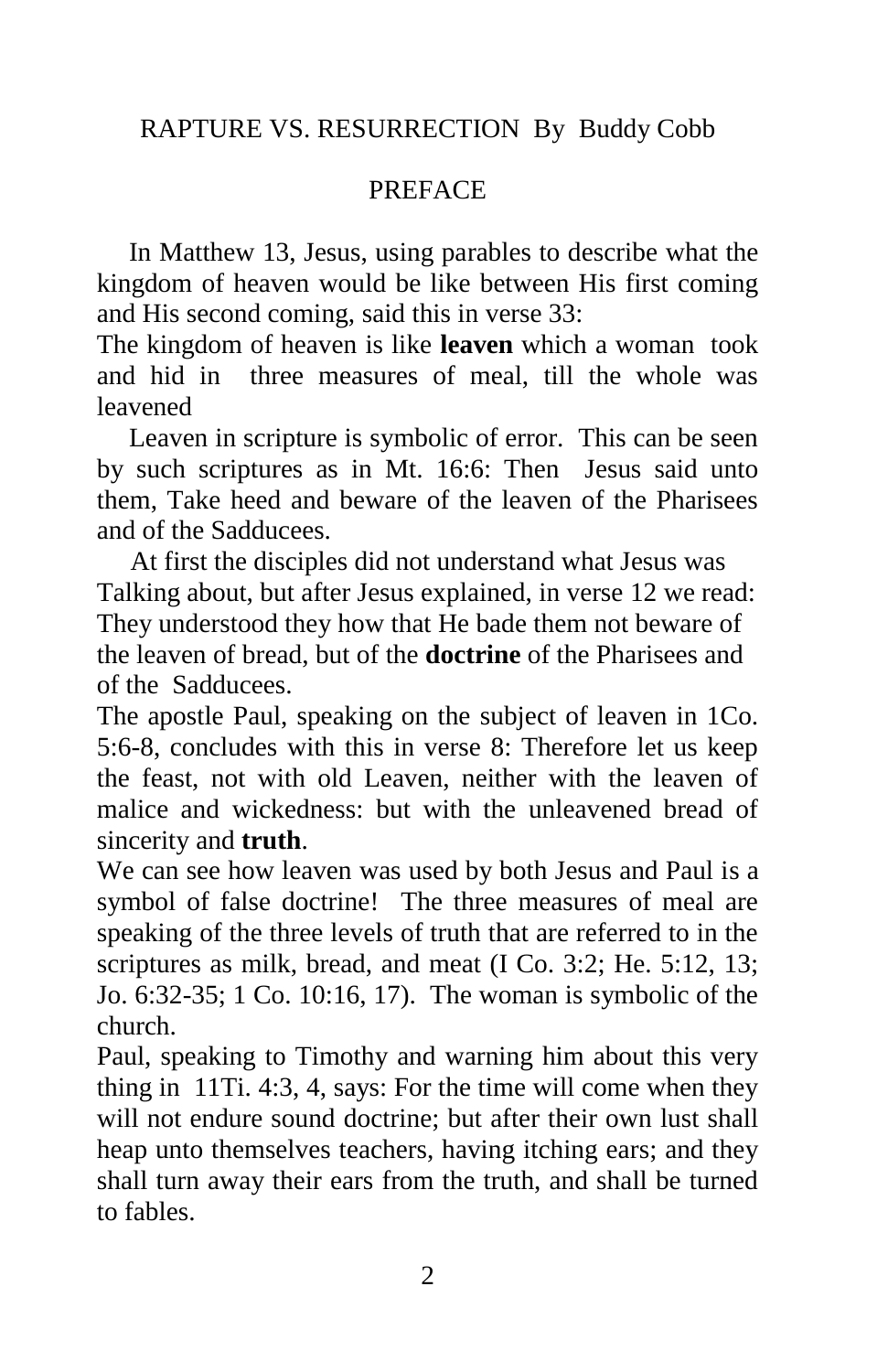RAPTURE VS. RESURRECTION By Buddy Cobb

## PREFACE

In Matthew 13, Jesus, using parables to describe what the kingdom of heaven would be like between His first coming and His second coming, said this in verse 33:

The kingdom of heaven is like **leaven** which a woman took and hid in three measures of meal, till the whole was leavened

Leaven in scripture is symbolic of error. This can be seen by such scriptures as in Mt. 16:6: Then Jesus said unto them, Take heed and beware of the leaven of the Pharisees and of the Sadducees.

At first the disciples did not understand what Jesus was Talking about, but after Jesus explained, in verse 12 we read: They understood they how that He bade them not beware of the leaven of bread, but of the **doctrine** of the Pharisees and of the Sadducees.

The apostle Paul, speaking on the subject of leaven in 1Co. 5:6-8, concludes with this in verse 8: Therefore let us keep the feast, not with old Leaven, neither with the leaven of malice and wickedness: but with the unleavened bread of sincerity and **truth**.

We can see how leaven was used by both Jesus and Paul is a symbol of false doctrine! The three measures of meal are speaking of the three levels of truth that are referred to in the scriptures as milk, bread, and meat (I Co. 3:2; He. 5:12, 13; Jo. 6:32-35; 1 Co. 10:16, 17). The woman is symbolic of the church.

Paul, speaking to Timothy and warning him about this very thing in 11Ti. 4:3, 4, says: For the time will come when they will not endure sound doctrine; but after their own lust shall heap unto themselves teachers, having itching ears; and they shall turn away their ears from the truth, and shall be turned to fables.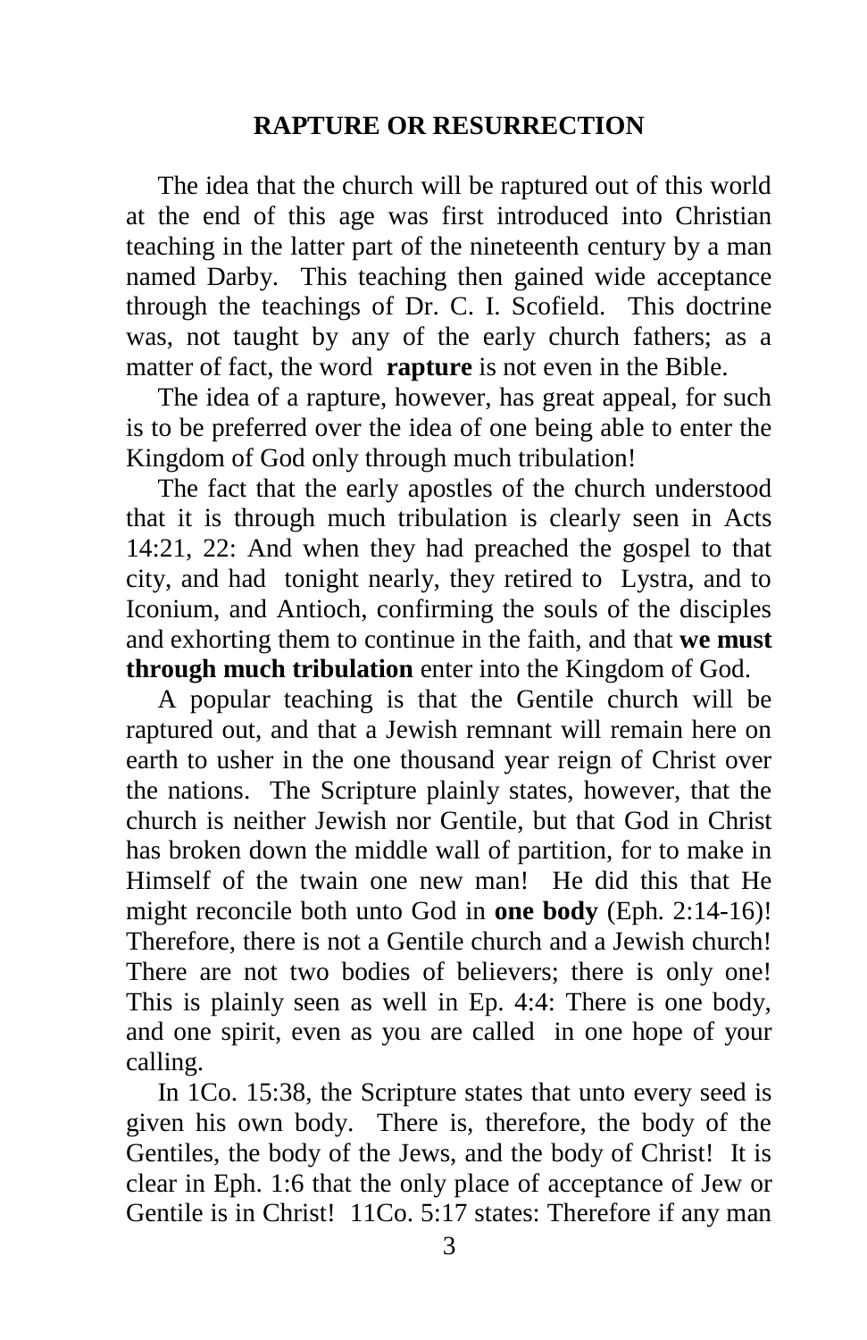## RAPTURE OR RESURRECTION

The idea that the church will be raptured out of this world at the end of this age was first introduced into Christian teaching in the latter part of the nineteenth century by a man named Darby. This teaching then gained wide acceptance through the teachings of Dr. C. I. Scofield. This doctrine was, not taught by any of the early church fathers; as a matter of fact, the word **rapture** is not even in the Bible.

The idea of a rapture, however, has great appeal, for such is to be preferred over the idea of one being able to enter the Kingdom of God only through much tribulation!

The fact that the early apostles of the church understood that it is through much tribulation is clearly seen in Acts 14:21, 22: And when they had preached the gospel to that city, and had tonight nearly, they retired to Lystra, and to Iconium, and Antioch, confirming the souls of the disciples and exhorting them to continue in the faith, and that **we must through much tribulation** enter into the Kingdom of God.

A popular teaching is that the Gentile church will be raptured out, and that a Jewish remnant will remain here on earth to usher in the one thousand year reign of Christ over the nations. The Scripture plainly states, however, that the church is neither Jewish nor Gentile, but that God in Christ has broken down the middle wall of partition, for to make in Himself of the twain one new man! He did this that He might reconcile both unto God in **one body** (Eph. 2:14-16)! Therefore, there is not a Gentile church and a Jewish church! There are not two bodies of believers; there is only one! This is plainly seen as well in Ep. 4:4: There is one body, and one spirit, even as you are called in one hope of your calling.

In 1Co. 15:38, the Scripture states that unto every seed is given his own body. There is, therefore, the body of the Gentiles, the body of the Jews, and the body of Christ! It is clear in Eph. 1:6 that the only place of acceptance of Jew or Gentile is in Christ! 11Co. 5:17 states: Therefore if any man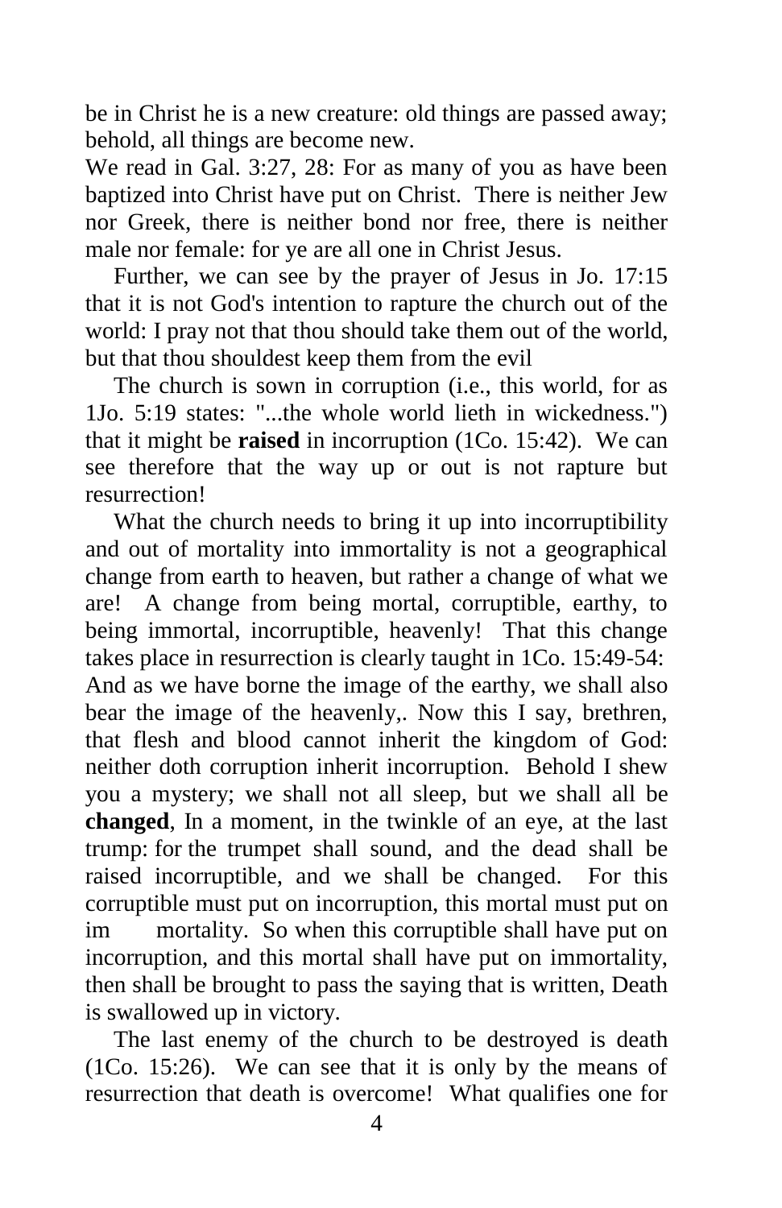be in Christ he is a new creature: old things are passed away; behold, all things are become new.

We read in Gal. 3:27, 28: For as many of you as have been baptized into Christ have put on Christ. There is neither Jew nor Greek, there is neither bond nor free, there is neither male nor female: for ye are all one in Christ Jesus.

Further, we can see by the prayer of Jesus in Jo. 17:15 that it is not God's intention to rapture the church out of the world: I pray not that thou should take them out of the world, but that thou shouldest keep them from the evil

The church is sown in corruption (i.e., this world, for as 1Jo. 5:19 states: "...the whole world lieth in wickedness.") that it might be **raised** in incorruption (1Co. 15:42). We can see therefore that the way up or out is not rapture but resurrection!

What the church needs to bring it up into incorruptibility and out of mortality into immortality is not a geographical change from earth to heaven, but rather a change of what we are! A change from being mortal, corruptible, earthy, to being immortal, incorruptible, heavenly! That this change takes place in resurrection is clearly taught in 1Co. 15:49-54: And as we have borne the image of the earthy, we shall also bear the image of the heavenly,. Now this I say, brethren, that flesh and blood cannot inherit the kingdom of God: neither doth corruption inherit incorruption. Behold I shew you a mystery; we shall not all sleep, but we shall all be **changed**, In a moment, in the twinkle of an eye, at the last trump: for the trumpet shall sound, and the dead shall be raised incorruptible, and we shall be changed. For this corruptible must put on incorruption, this mortal must put on im mortality. So when this corruptible shall have put on incorruption, and this mortal shall have put on immortality, then shall be brought to pass the saying that is written, Death is swallowed up in victory.

The last enemy of the church to be destroyed is death (1Co. 15:26). We can see that it is only by the means of resurrection that death is overcome! What qualifies one for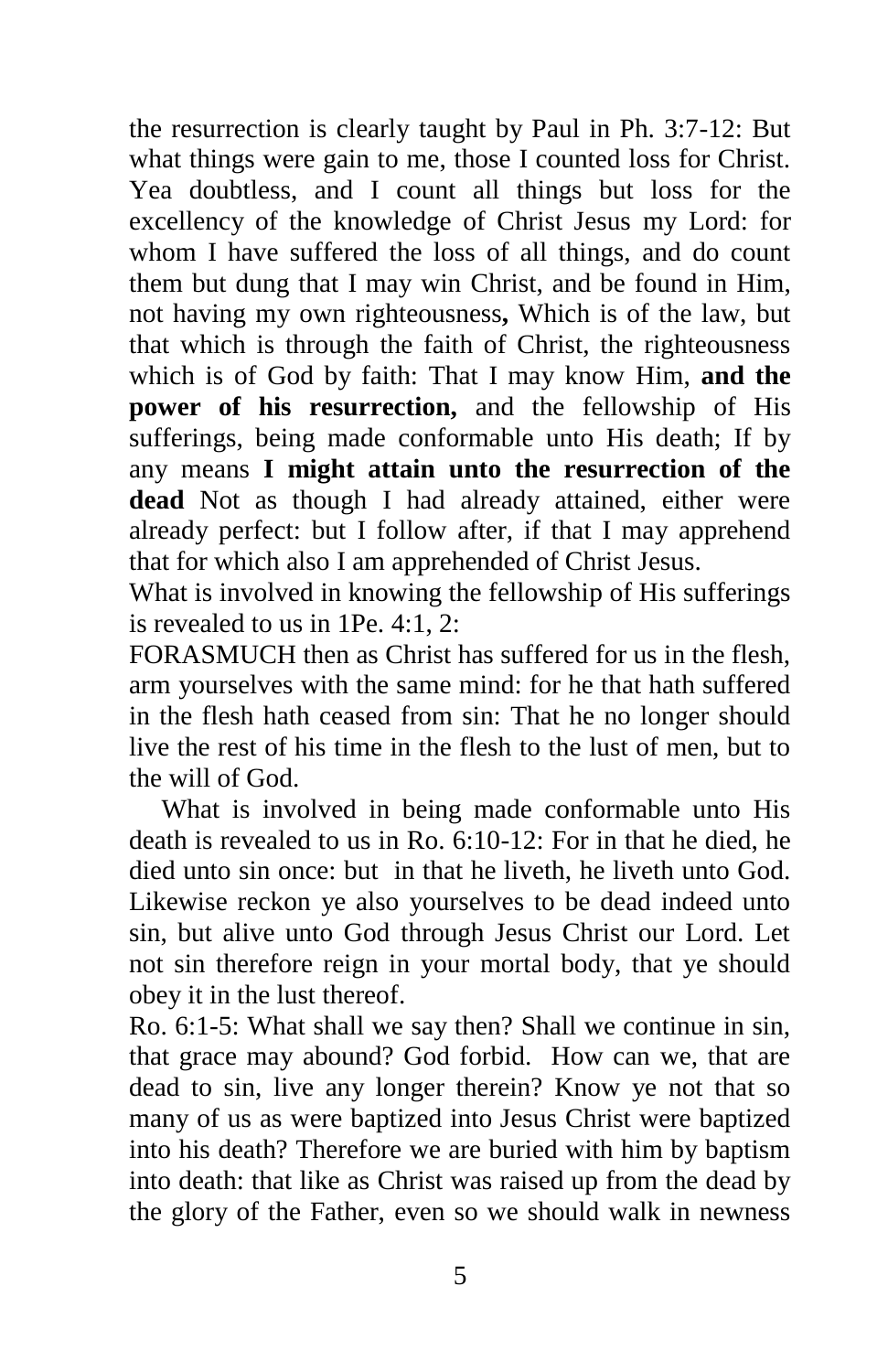the resurrection is clearly taught by Paul in Ph. 3:7-12: But what things were gain to me, those I counted loss for Christ. Yea doubtless, and I count all things but loss for the excellency of the knowledge of Christ Jesus my Lord: for whom I have suffered the loss of all things, and do count them but dung that I may win Christ, and be found in Him, not having my own righteousness**,** Which is of the law, but that which is through the faith of Christ, the righteousness which is of God by faith: That I may know Him, **and the power of his resurrection,** and the fellowship of His sufferings, being made conformable unto His death; If by any means **I might attain unto the resurrection of the dead** Not as though I had already attained, either were already perfect: but I follow after, if that I may apprehend that for which also I am apprehended of Christ Jesus.

What is involved in knowing the fellowship of His sufferings is revealed to us in 1Pe. 4:1, 2:

FORASMUCH then as Christ has suffered for us in the flesh, arm yourselves with the same mind: for he that hath suffered in the flesh hath ceased from sin: That he no longer should live the rest of his time in the flesh to the lust of men, but to the will of God.

What is involved in being made conformable unto His death is revealed to us in Ro. 6:10-12: For in that he died, he died unto sin once: but in that he liveth, he liveth unto God. Likewise reckon ye also yourselves to be dead indeed unto sin, but alive unto God through Jesus Christ our Lord. Let not sin therefore reign in your mortal body, that ye should obey it in the lust thereof.

Ro. 6:1-5: What shall we say then? Shall we continue in sin, that grace may abound? God forbid. How can we, that are dead to sin, live any longer therein? Know ye not that so many of us as were baptized into Jesus Christ were baptized into his death? Therefore we are buried with him by baptism into death: that like as Christ was raised up from the dead by the glory of the Father, even so we should walk in newness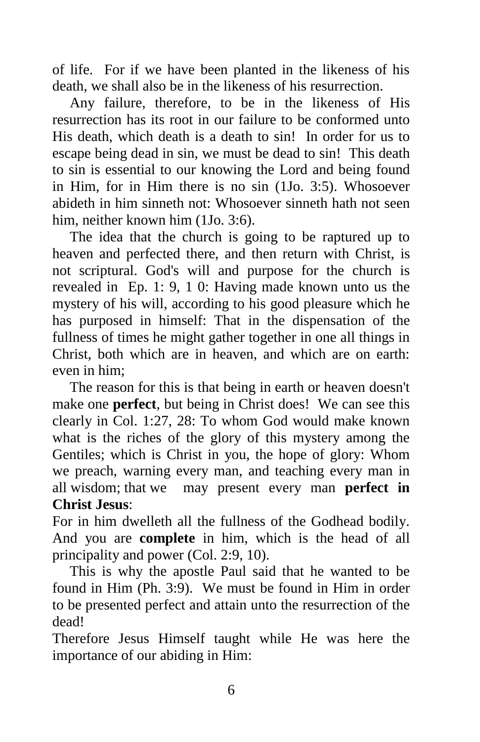of life. For if we have been planted in the likeness of his death, we shall also be in the likeness of his resurrection.

Any failure, therefore, to be in the likeness of His resurrection has its root in our failure to be conformed unto His death, which death is a death to sin! In order for us to escape being dead in sin, we must be dead to sin! This death to sin is essential to our knowing the Lord and being found in Him, for in Him there is no sin (1Jo. 3:5). Whosoever abideth in him sinneth not: Whosoever sinneth hath not seen him, neither known him (1Jo. 3:6).

The idea that the church is going to be raptured up to heaven and perfected there, and then return with Christ, is not scriptural. God's will and purpose for the church is revealed in Ep. 1: 9, 1 0: Having made known unto us the mystery of his will, according to his good pleasure which he has purposed in himself: That in the dispensation of the fullness of times he might gather together in one all things in Christ, both which are in heaven, and which are on earth: even in him;

The reason for this is that being in earth or heaven doesn't make one **perfect**, but being in Christ does! We can see this clearly in Col. 1:27, 28: To whom God would make known what is the riches of the glory of this mystery among the Gentiles; which is Christ in you, the hope of glory: Whom we preach, warning every man, and teaching every man in all wisdom; that we may present every man **perfect in Christ Jesus**:

For in him dwelleth all the fullness of the Godhead bodily. And you are **complete** in him, which is the head of all principality and power (Col. 2:9, 10).

This is why the apostle Paul said that he wanted to be found in Him (Ph. 3:9). We must be found in Him in order to be presented perfect and attain unto the resurrection of the dead!

Therefore Jesus Himself taught while He was here the importance of our abiding in Him: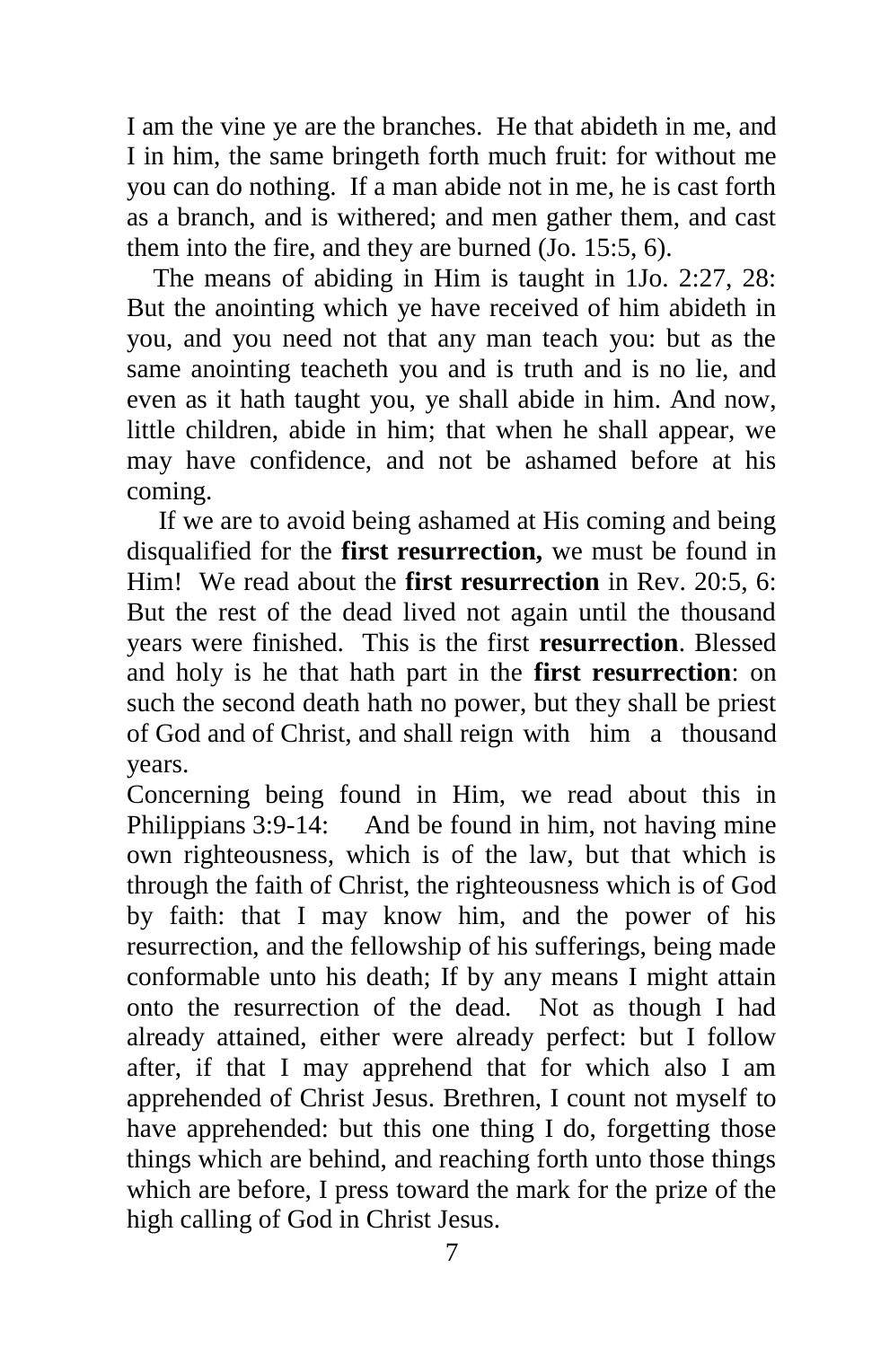I am the vine ye are the branches. He that abideth in me, and I in him, the same bringeth forth much fruit: for without me you can do nothing. If a man abide not in me, he is cast forth as a branch, and is withered; and men gather them, and cast them into the fire, and they are burned (Jo. 15:5, 6).

The means of abiding in Him is taught in 1Jo. 2:27, 28: But the anointing which ye have received of him abideth in you, and you need not that any man teach you: but as the same anointing teacheth you and is truth and is no lie, and even as it hath taught you, ye shall abide in him. And now, little children, abide in him; that when he shall appear, we may have confidence, and not be ashamed before at his coming.

If we are to avoid being ashamed at His coming and being disqualified for the **first resurrection,** we must be found in Him! We read about the **first resurrection** in Rev. 20:5, 6: But the rest of the dead lived not again until the thousand years were finished. This is the first **resurrection**. Blessed and holy is he that hath part in the **first resurrection**: on such the second death hath no power, but they shall be priest of God and of Christ, and shall reign with him a thousand years.

Concerning being found in Him, we read about this in Philippians 3:9-14: And be found in him, not having mine own righteousness, which is of the law, but that which is through the faith of Christ, the righteousness which is of God by faith: that I may know him, and the power of his resurrection, and the fellowship of his sufferings, being made conformable unto his death; If by any means I might attain onto the resurrection of the dead. Not as though I had already attained, either were already perfect: but I follow after, if that I may apprehend that for which also I am apprehended of Christ Jesus. Brethren, I count not myself to have apprehended: but this one thing I do, forgetting those things which are behind, and reaching forth unto those things which are before, I press toward the mark for the prize of the high calling of God in Christ Jesus.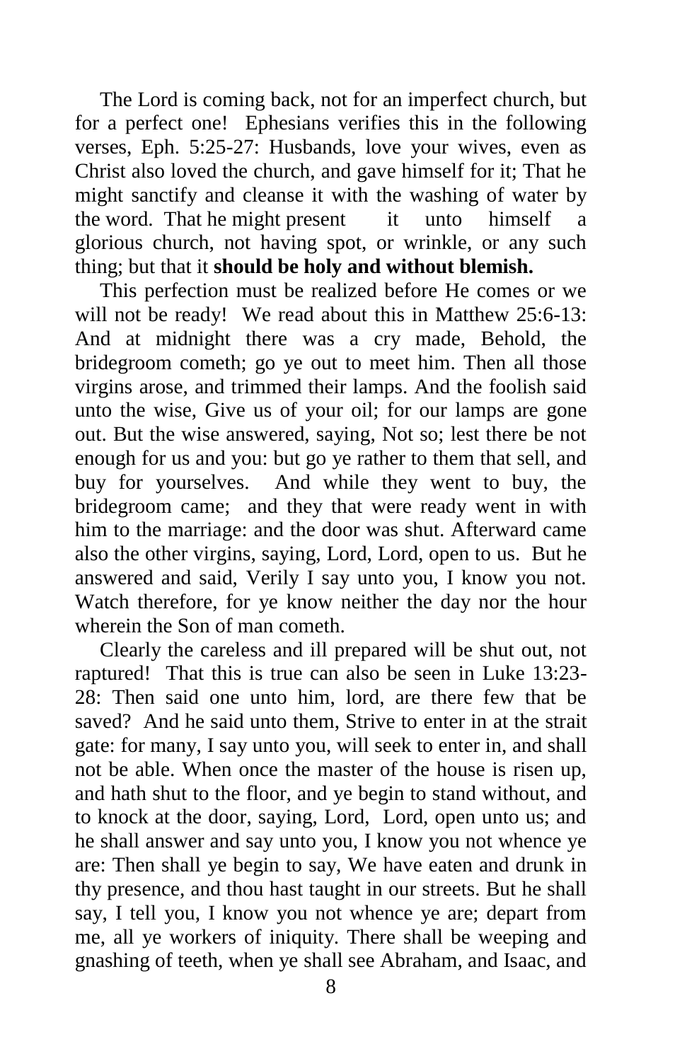The Lord is coming back, not for an imperfect church, but for a perfect one! Ephesians verifies this in the following verses, Eph. 5:25-27: Husbands, love your wives, even as Christ also loved the church, and gave himself for it; That he might sanctify and cleanse it with the washing of water by the word. That he might present it unto himself a glorious church, not having spot, or wrinkle, or any such thing; but that it **should be holy and without blemish.**

This perfection must be realized before He comes or we will not be ready! We read about this in Matthew 25:6-13: And at midnight there was a cry made, Behold, the bridegroom cometh; go ye out to meet him. Then all those virgins arose, and trimmed their lamps. And the foolish said unto the wise, Give us of your oil; for our lamps are gone out. But the wise answered, saying, Not so; lest there be not enough for us and you: but go ye rather to them that sell, and buy for yourselves. And while they went to buy, the bridegroom came; and they that were ready went in with him to the marriage: and the door was shut. Afterward came also the other virgins, saying, Lord, Lord, open to us. But he answered and said, Verily I say unto you, I know you not. Watch therefore, for ye know neither the day nor the hour wherein the Son of man cometh.

Clearly the careless and ill prepared will be shut out, not raptured! That this is true can also be seen in Luke 13:23-28: Then said one unto him, lord, are there few that be saved? And he said unto them, Strive to enter in at the strait gate: for many, I say unto you, will seek to enter in, and shall not be able. When once the master of the house is risen up, and hath shut to the floor, and ye begin to stand without, and to knock at the door, saying, Lord, Lord, open unto us; and he shall answer and say unto you, I know you not whence ye are: Then shall ye begin to say, We have eaten and drunk in thy presence, and thou hast taught in our streets. But he shall say, I tell you, I know you not whence ye are; depart from me, all ye workers of iniquity. There shall be weeping and gnashing of teeth, when ye shall see Abraham, and Isaac, and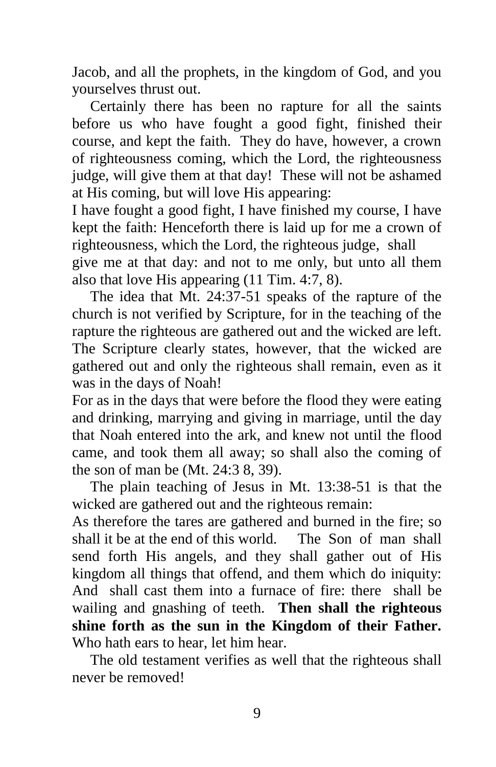Jacob, and all the prophets, in the kingdom of God, and you yourselves thrust out.

Certainly there has been no rapture for all the saints before us who have fought a good fight, finished their course, and kept the faith. They do have, however, a crown of righteousness coming, which the Lord, the righteousness judge, will give them at that day! These will not be ashamed at His coming, but will love His appearing:

I have fought a good fight, I have finished my course, I have kept the faith: Henceforth there is laid up for me a crown of righteousness, which the Lord, the righteous judge, shall give me at that day: and not to me only, but unto all them also that love His appearing (11 Tim. 4:7, 8).

The idea that Mt. 24:37-51 speaks of the rapture of the church is not verified by Scripture, for in the teaching of the rapture the righteous are gathered out and the wicked are left. The Scripture clearly states, however, that the wicked are gathered out and only the righteous shall remain, even as it was in the days of Noah!

For as in the days that were before the flood they were eating and drinking, marrying and giving in marriage, until the day that Noah entered into the ark, and knew not until the flood came, and took them all away; so shall also the coming of the son of man be (Mt. 24:3 8, 39).

The plain teaching of Jesus in Mt. 13:38-51 is that the wicked are gathered out and the righteous remain:

As therefore the tares are gathered and burned in the fire; so shall it be at the end of this world. The Son of man shall send forth His angels, and they shall gather out of His kingdom all things that offend, and them which do iniquity: And shall cast them into a furnace of fire: there shall be wailing and gnashing of teeth. **Then shall the righteous shine forth as the sun in the Kingdom of their Father.** Who hath ears to hear, let him hear.

The old testament verifies as well that the righteous shall never be removed!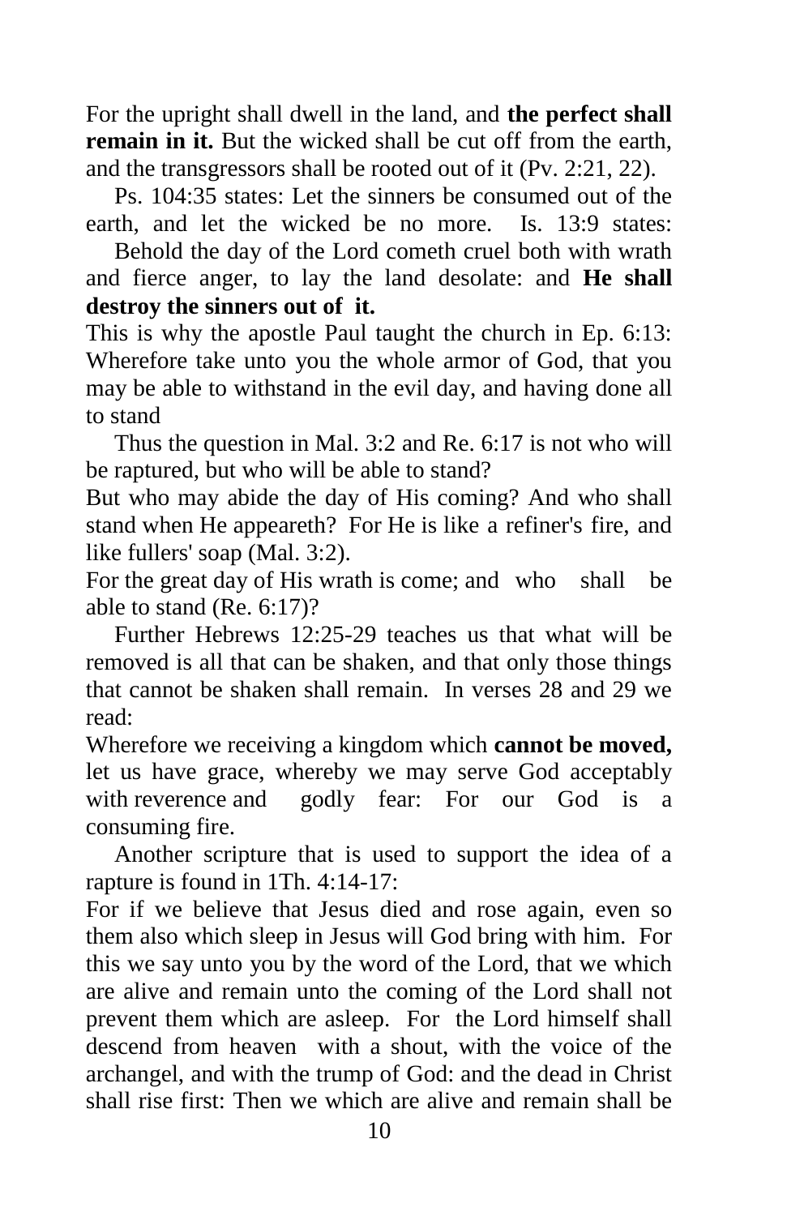For the upright shall dwell in the land, and **the perfect shall remain in it.** But the wicked shall be cut off from the earth, and the transgressors shall be rooted out of it (Pv. 2:21, 22).

Ps. 104:35 states: Let the sinners be consumed out of the earth, and let the wicked be no more. Is. 13:9 states:

Behold the day of the Lord cometh cruel both with wrath and fierce anger, to lay the land desolate: and **He shall destroy the sinners out of it.**

This is why the apostle Paul taught the church in Ep. 6:13: Wherefore take unto you the whole armor of God, that you may be able to withstand in the evil day, and having done all to stand

Thus the question in Mal. 3:2 and Re. 6:17 is not who will be raptured, but who will be able to stand?

But who may abide the day of His coming? And who shall stand when He appeareth? For He is like a refiner's fire, and like fullers' soap (Mal. 3:2).

For the great day of His wrath is come; and who shall be able to stand (Re. 6:17)?

Further Hebrews 12:25-29 teaches us that what will be removed is all that can be shaken, and that only those things that cannot be shaken shall remain. In verses 28 and 29 we read:

Wherefore we receiving a kingdom which **cannot be moved,** let us have grace, whereby we may serve God acceptably with reverence and godly fear: For our God is a consuming fire.

Another scripture that is used to support the idea of a rapture is found in 1Th. 4:14-17:

For if we believe that Jesus died and rose again, even so them also which sleep in Jesus will God bring with him. For this we say unto you by the word of the Lord, that we which are alive and remain unto the coming of the Lord shall not prevent them which are asleep. For the Lord himself shall descend from heaven with a shout, with the voice of the archangel, and with the trump of God: and the dead in Christ shall rise first: Then we which are alive and remain shall be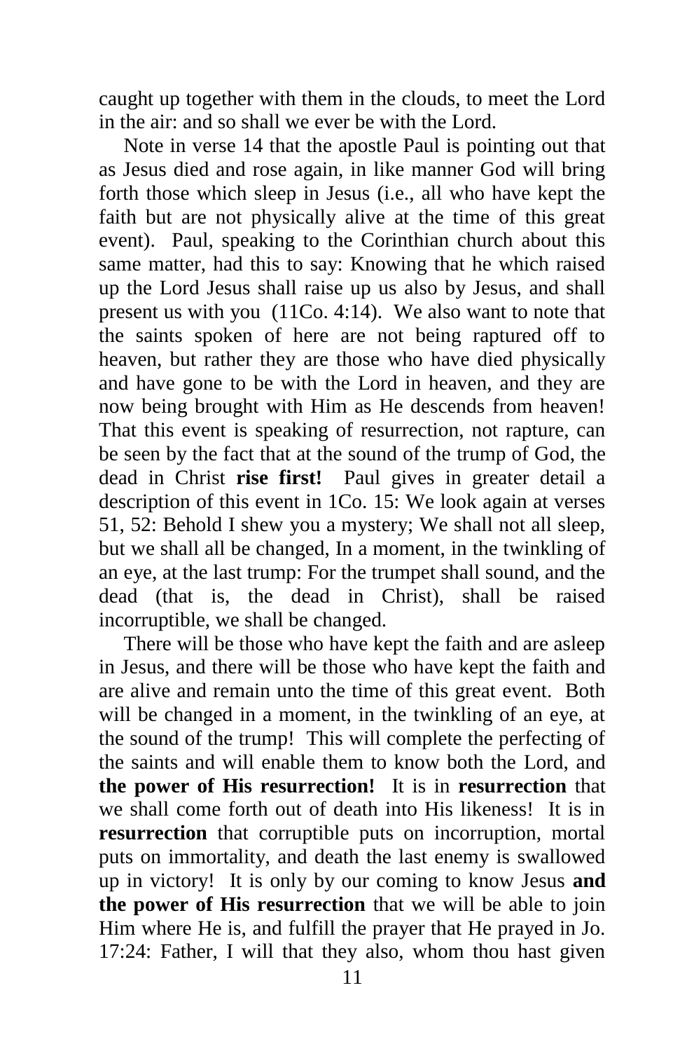caught up together with them in the clouds, to meet the Lord in the air: and so shall we ever be with the Lord.

Note in verse 14 that the apostle Paul is pointing out that as Jesus died and rose again, in like manner God will bring forth those which sleep in Jesus (i.e., all who have kept the faith but are not physically alive at the time of this great event). Paul, speaking to the Corinthian church about this same matter, had this to say: Knowing that he which raised up the Lord Jesus shall raise up us also by Jesus, and shall present us with you (11Co. 4:14). We also want to note that the saints spoken of here are not being raptured off to heaven, but rather they are those who have died physically and have gone to be with the Lord in heaven, and they are now being brought with Him as He descends from heaven! That this event is speaking of resurrection, not rapture, can be seen by the fact that at the sound of the trump of God, the dead in Christ **rise first!** Paul gives in greater detail a description of this event in 1Co. 15: We look again at verses 51, 52: Behold I shew you a mystery; We shall not all sleep, but we shall all be changed, In a moment, in the twinkling of an eye, at the last trump: For the trumpet shall sound, and the dead (that is, the dead in Christ), shall be raised incorruptible, we shall be changed.

There will be those who have kept the faith and are asleep in Jesus, and there will be those who have kept the faith and are alive and remain unto the time of this great event. Both will be changed in a moment, in the twinkling of an eye, at the sound of the trump! This will complete the perfecting of the saints and will enable them to know both the Lord, and **the power of His resurrection!** It is in **resurrection** that we shall come forth out of death into His likeness! It is in **resurrection** that corruptible puts on incorruption, mortal puts on immortality, and death the last enemy is swallowed up in victory! It is only by our coming to know Jesus **and the power of His resurrection** that we will be able to join Him where He is, and fulfill the prayer that He prayed in Jo. 17:24: Father, I will that they also, whom thou hast given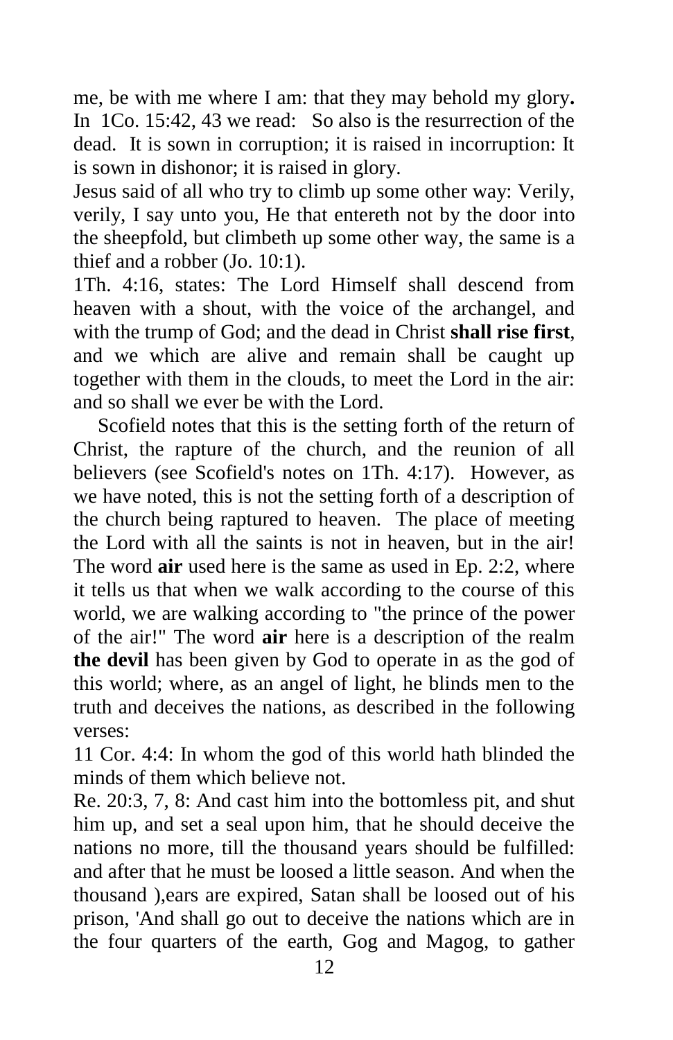me, be with me where I am: that they may behold my glory**.** In 1Co. 15:42, 43 we read: So also is the resurrection of the dead. It is sown in corruption; it is raised in incorruption: It is sown in dishonor; it is raised in glory.

Jesus said of all who try to climb up some other way: Verily, verily, I say unto you, He that entereth not by the door into the sheepfold, but climbeth up some other way, the same is a thief and a robber (Jo. 10:1).

1Th. 4:16, states: The Lord Himself shall descend from heaven with a shout, with the voice of the archangel, and with the trump of God; and the dead in Christ **shall rise first**, and we which are alive and remain shall be caught up together with them in the clouds, to meet the Lord in the air: and so shall we ever be with the Lord.

Scofield notes that this is the setting forth of the return of Christ, the rapture of the church, and the reunion of all believers (see Scofield's notes on 1Th. 4:17). However, as we have noted, this is not the setting forth of a description of the church being raptured to heaven. The place of meeting the Lord with all the saints is not in heaven, but in the air! The word **air** used here is the same as used in Ep. 2:2, where it tells us that when we walk according to the course of this world, we are walking according to "the prince of the power of the air!" The word **air** here is a description of the realm **the devil** has been given by God to operate in as the god of this world; where, as an angel of light, he blinds men to the truth and deceives the nations, as described in the following verses:

11 Cor. 4:4: In whom the god of this world hath blinded the minds of them which believe not.

Re. 20:3, 7, 8: And cast him into the bottomless pit, and shut him up, and set a seal upon him, that he should deceive the nations no more, till the thousand years should be fulfilled: and after that he must be loosed a little season. And when the thousand ),ears are expired, Satan shall be loosed out of his prison, 'And shall go out to deceive the nations which are in the four quarters of the earth, Gog and Magog, to gather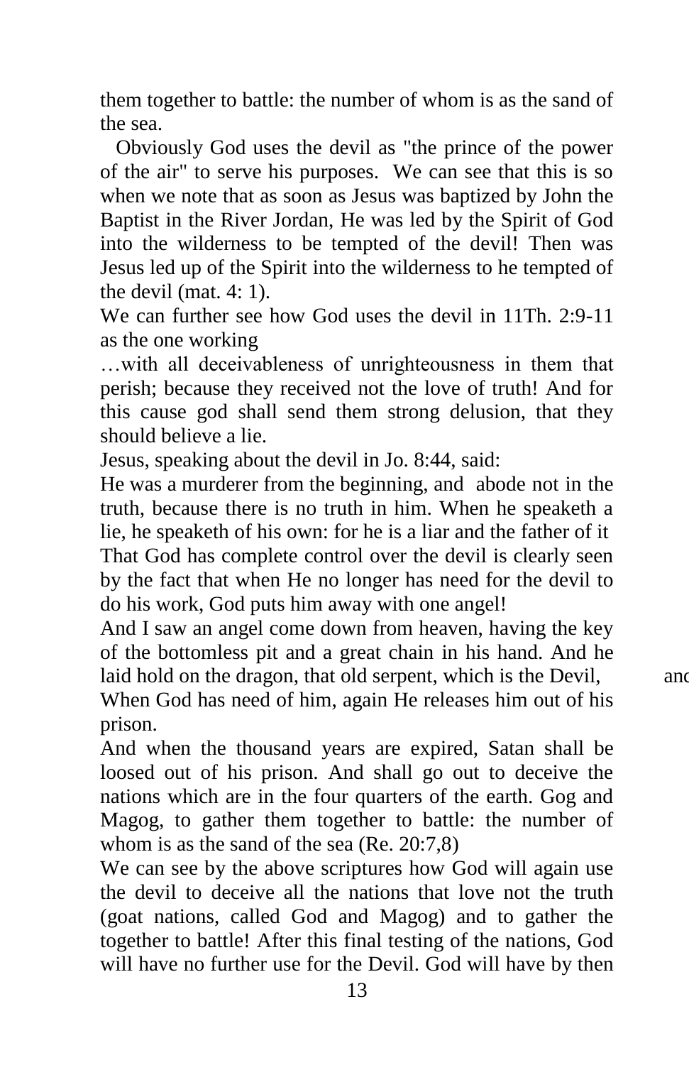them together to battle: the number of whom is as the sand of the sea.

Obviously God uses the devil as "the prince of the power of the air" to serve his purposes. We can see that this is so when we note that as soon as Jesus was baptized by John the Baptist in the River Jordan, He was led by the Spirit of God into the wilderness to be tempted of the devil! Then was Jesus led up of the Spirit into the wilderness to he tempted of the devil (mat. 4: 1).

We can further see how God uses the devil in 11Th. 2:9-11 as the one working

…with all deceivableness of unrighteousness in them that perish; because they received not the love of truth! And for this cause god shall send them strong delusion, that they should believe a lie.

Jesus, speaking about the devil in Jo. 8:44, said:

He was a murderer from the beginning, and abode not in the truth, because there is no truth in him. When he speaketh a lie, he speaketh of his own: for he is a liar and the father of it

That God has complete control over the devil is clearly seen by the fact that when He no longer has need for the devil to do his work, God puts him away with one angel!

And I saw an angel come down from heaven, having the key of the bottomless pit and a great chain in his hand. And he laid hold on the dragon, that old serpent, which is the Devil, and

When God has need of him, again He releases him out of his prison.

And when the thousand years are expired, Satan shall be loosed out of his prison. And shall go out to deceive the nations which are in the four quarters of the earth. Gog and Magog, to gather them together to battle: the number of whom is as the sand of the sea (Re. 20:7,8)

We can see by the above scriptures how God will again use the devil to deceive all the nations that love not the truth (goat nations, called God and Magog) and to gather the together to battle! After this final testing of the nations, God will have no further use for the Devil. God will have by then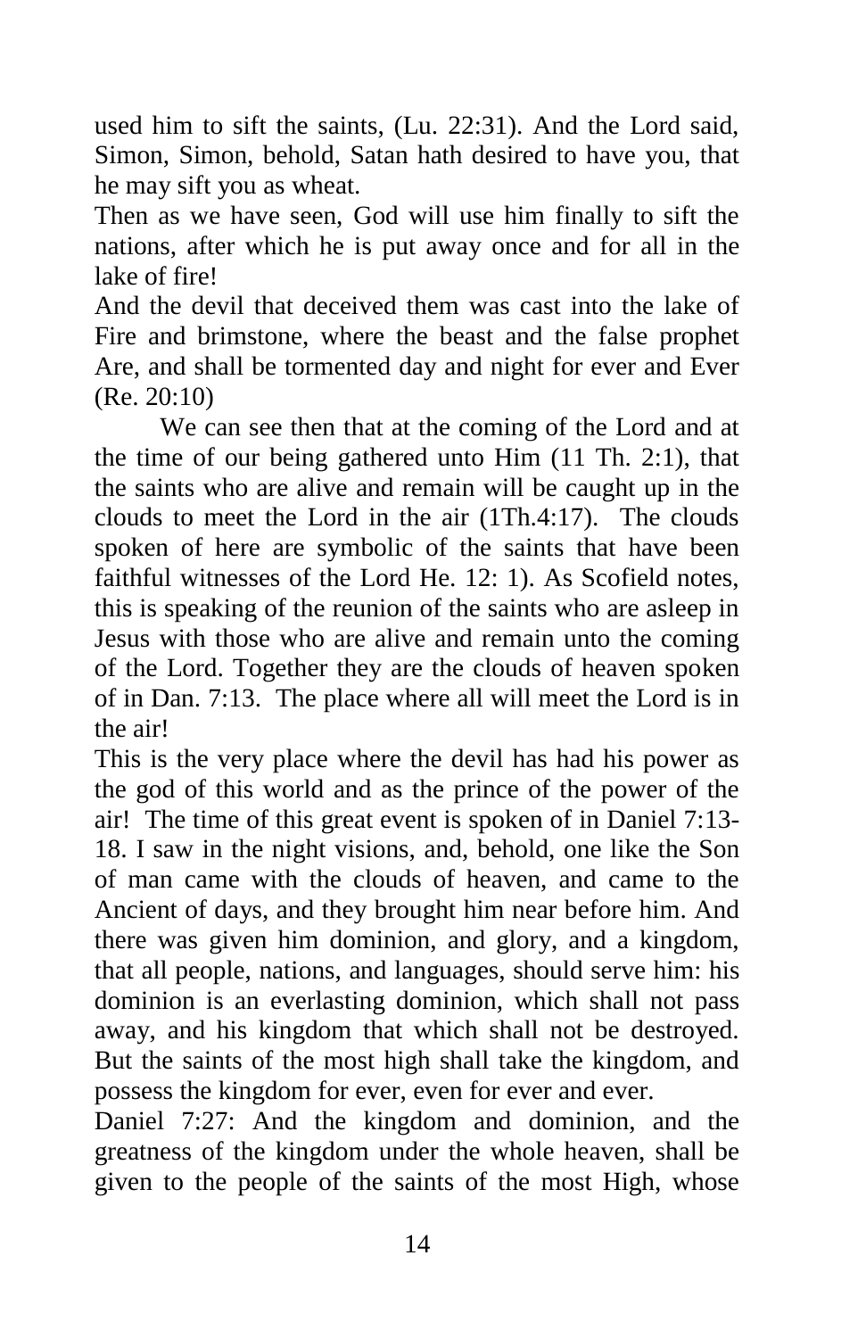used him to sift the saints, (Lu. 22:31). And the Lord said, Simon, Simon, behold, Satan hath desired to have you, that he may sift you as wheat.

Then as we have seen, God will use him finally to sift the nations, after which he is put away once and for all in the lake of fire!

And the devil that deceived them was cast into the lake of Fire and brimstone, where the beast and the false prophet Are, and shall be tormented day and night for ever and Ever (Re. 20:10)

We can see then that at the coming of the Lord and at the time of our being gathered unto Him (11 Th. 2:1), that the saints who are alive and remain will be caught up in the clouds to meet the Lord in the air (1Th.4:17). The clouds spoken of here are symbolic of the saints that have been faithful witnesses of the Lord He. 12: 1). As Scofield notes, this is speaking of the reunion of the saints who are asleep in Jesus with those who are alive and remain unto the coming of the Lord. Together they are the clouds of heaven spoken of in Dan. 7:13. The place where all will meet the Lord is in the air!

This is the very place where the devil has had his power as the god of this world and as the prince of the power of the air! The time of this great event is spoken of in Daniel 7:13-18. I saw in the night visions, and, behold, one like the Son of man came with the clouds of heaven, and came to the Ancient of days, and they brought him near before him. And there was given him dominion, and glory, and a kingdom, that all people, nations, and languages, should serve him: his dominion is an everlasting dominion, which shall not pass away, and his kingdom that which shall not be destroyed. But the saints of the most high shall take the kingdom, and possess the kingdom for ever, even for ever and ever.

Daniel 7:27: And the kingdom and dominion, and the greatness of the kingdom under the whole heaven, shall be given to the people of the saints of the most High, whose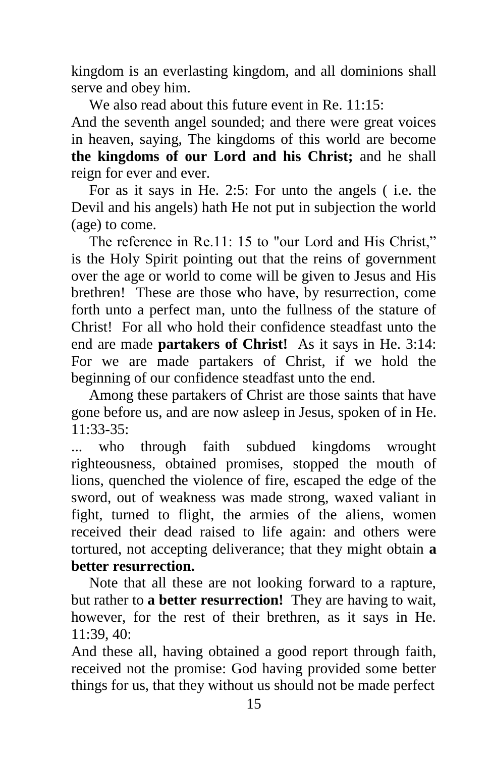kingdom is an everlasting kingdom, and all dominions shall serve and obey him.

We also read about this future event in Re. 11:15:

And the seventh angel sounded; and there were great voices in heaven, saying, The kingdoms of this world are become **the kingdoms of our Lord and his Christ;** and he shall reign for ever and ever.

For as it says in He. 2:5: For unto the angels ( i.e. the Devil and his angels) hath He not put in subjection the world (age) to come.

The reference in Re.11: 15 to "our Lord and His Christ," is the Holy Spirit pointing out that the reins of government over the age or world to come will be given to Jesus and His brethren! These are those who have, by resurrection, come forth unto a perfect man, unto the fullness of the stature of Christ! For all who hold their confidence steadfast unto the end are made **partakers of Christ!** As it says in He. 3:14: For we are made partakers of Christ, if we hold the beginning of our confidence steadfast unto the end.

Among these partakers of Christ are those saints that have gone before us, and are now asleep in Jesus, spoken of in He. 11:33-35:

... who through faith subdued kingdoms wrought righteousness, obtained promises, stopped the mouth of lions, quenched the violence of fire, escaped the edge of the sword, out of weakness was made strong, waxed valiant in fight, turned to flight, the armies of the aliens, women received their dead raised to life again: and others were tortured, not accepting deliverance; that they might obtain **a better resurrection.**

Note that all these are not looking forward to a rapture, but rather to **a better resurrection!** They are having to wait, however, for the rest of their brethren, as it says in He. 11:39, 40:

And these all, having obtained a good report through faith, received not the promise: God having provided some better things for us, that they without us should not be made perfect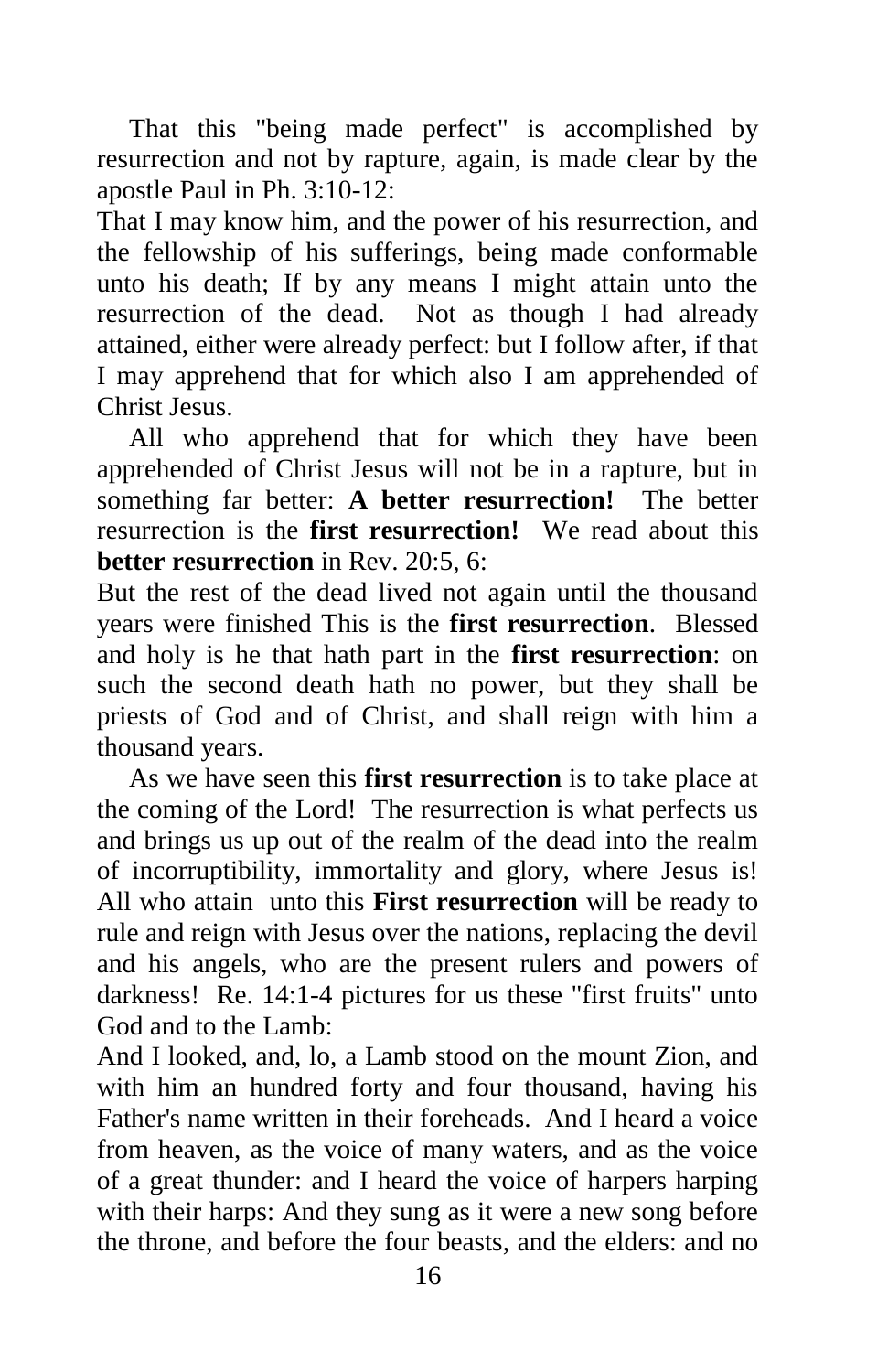That this "being made perfect" is accomplished by resurrection and not by rapture, again, is made clear by the apostle Paul in Ph. 3:10-12:

That I may know him, and the power of his resurrection, and the fellowship of his sufferings, being made conformable unto his death; If by any means I might attain unto the resurrection of the dead. Not as though I had already attained, either were already perfect: but I follow after, if that I may apprehend that for which also I am apprehended of Christ Jesus.

All who apprehend that for which they have been apprehended of Christ Jesus will not be in a rapture, but in something far better: **A better resurrection!** The better resurrection is the **first resurrection!** We read about this **better resurrection** in Rev. 20:5, 6:

But the rest of the dead lived not again until the thousand years were finished This is the **first resurrection**. Blessed and holy is he that hath part in the **first resurrection**: on such the second death hath no power, but they shall be priests of God and of Christ, and shall reign with him a thousand years.

As we have seen this **first resurrection** is to take place at the coming of the Lord! The resurrection is what perfects us and brings us up out of the realm of the dead into the realm of incorruptibility, immortality and glory, where Jesus is! All who attain unto this **First resurrection** will be ready to rule and reign with Jesus over the nations, replacing the devil and his angels, who are the present rulers and powers of darkness! Re. 14:1-4 pictures for us these "first fruits" unto God and to the Lamb:

And I looked, and, lo, a Lamb stood on the mount Zion, and with him an hundred forty and four thousand, having his Father's name written in their foreheads. And I heard a voice from heaven, as the voice of many waters, and as the voice of a great thunder: and I heard the voice of harpers harping with their harps: And they sung as it were a new song before the throne, and before the four beasts, and the elders: and no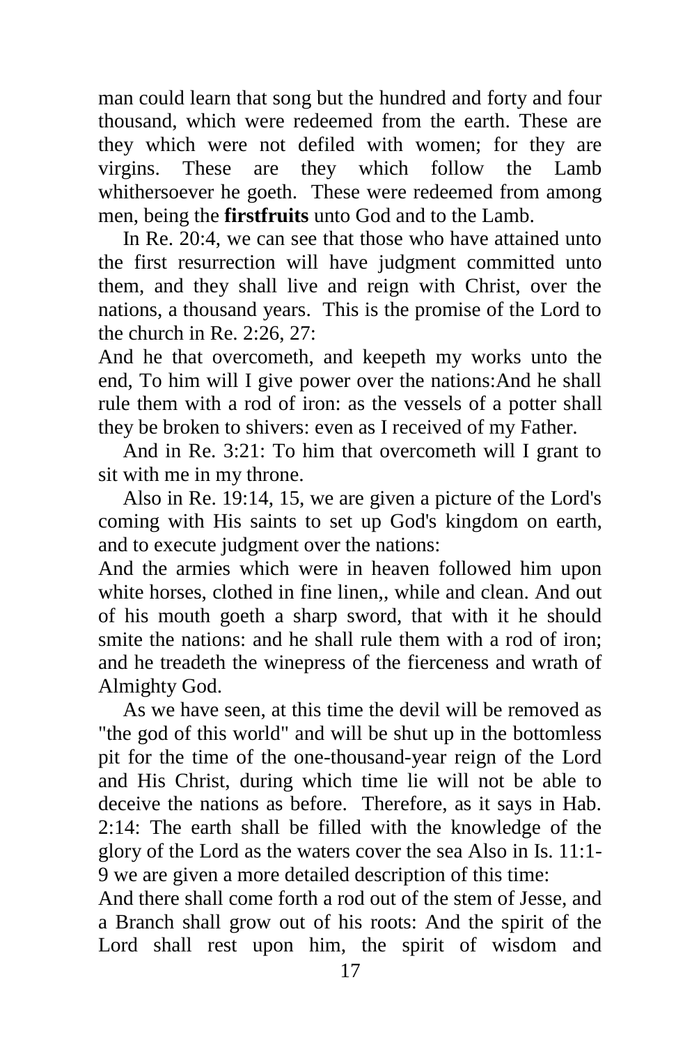man could learn that song but the hundred and forty and four thousand, which were redeemed from the earth. These are they which were not defiled with women; for they are virgins. These are they which follow the Lamb whithersoever he goeth. These were redeemed from among men, being the **firstfruits** unto God and to the Lamb.

In Re. 20:4, we can see that those who have attained unto the first resurrection will have judgment committed unto them, and they shall live and reign with Christ, over the nations, a thousand years. This is the promise of the Lord to the church in Re. 2:26, 27:

And he that overcometh, and keepeth my works unto the end, To him will I give power over the nations:And he shall rule them with a rod of iron: as the vessels of a potter shall they be broken to shivers: even as I received of my Father.

And in Re. 3:21: To him that overcometh will I grant to sit with me in my throne.

Also in Re. 19:14, 15, we are given a picture of the Lord's coming with His saints to set up God's kingdom on earth, and to execute judgment over the nations:

And the armies which were in heaven followed him upon white horses, clothed in fine linen,, while and clean. And out of his mouth goeth a sharp sword, that with it he should smite the nations: and he shall rule them with a rod of iron; and he treadeth the winepress of the fierceness and wrath of Almighty God.

As we have seen, at this time the devil will be removed as "the god of this world" and will be shut up in the bottomless pit for the time of the one-thousand-year reign of the Lord and His Christ, during which time lie will not be able to deceive the nations as before. Therefore, as it says in Hab. 2:14: The earth shall be filled with the knowledge of the glory of the Lord as the waters cover the sea Also in Is. 11:1-9 we are given a more detailed description of this time:

And there shall come forth a rod out of the stem of Jesse, and a Branch shall grow out of his roots: And the spirit of the Lord shall rest upon him, the spirit of wisdom and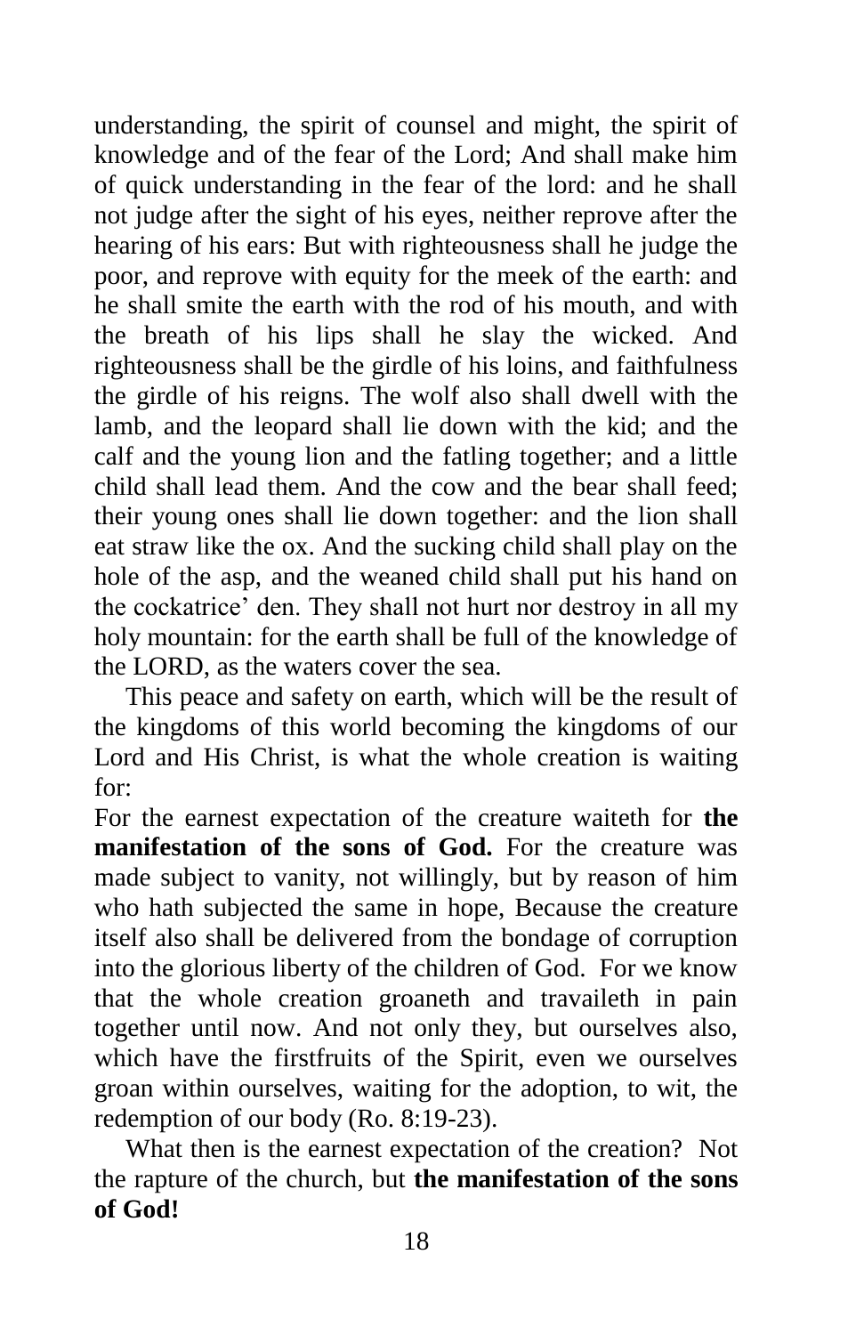understanding, the spirit of counsel and might, the spirit of knowledge and of the fear of the Lord; And shall make him of quick understanding in the fear of the lord: and he shall not judge after the sight of his eyes, neither reprove after the hearing of his ears: But with righteousness shall he judge the poor, and reprove with equity for the meek of the earth: and he shall smite the earth with the rod of his mouth, and with the breath of his lips shall he slay the wicked. And righteousness shall be the girdle of his loins, and faithfulness the girdle of his reigns. The wolf also shall dwell with the lamb, and the leopard shall lie down with the kid; and the calf and the young lion and the fatling together; and a little child shall lead them. And the cow and the bear shall feed; their young ones shall lie down together: and the lion shall eat straw like the ox. And the sucking child shall play on the hole of the asp, and the weaned child shall put his hand on the cockatrice' den. They shall not hurt nor destroy in all my holy mountain: for the earth shall be full of the knowledge of the LORD, as the waters cover the sea.

This peace and safety on earth, which will be the result of the kingdoms of this world becoming the kingdoms of our Lord and His Christ, is what the whole creation is waiting for:

For the earnest expectation of the creature waiteth for **the manifestation of the sons of God.** For the creature was made subject to vanity, not willingly, but by reason of him who hath subjected the same in hope, Because the creature itself also shall be delivered from the bondage of corruption into the glorious liberty of the children of God. For we know that the whole creation groaneth and travaileth in pain together until now. And not only they, but ourselves also, which have the firstfruits of the Spirit, even we ourselves groan within ourselves, waiting for the adoption, to wit, the redemption of our body (Ro. 8:19-23).

What then is the earnest expectation of the creation? Not the rapture of the church, but **the manifestation of the sons of God!**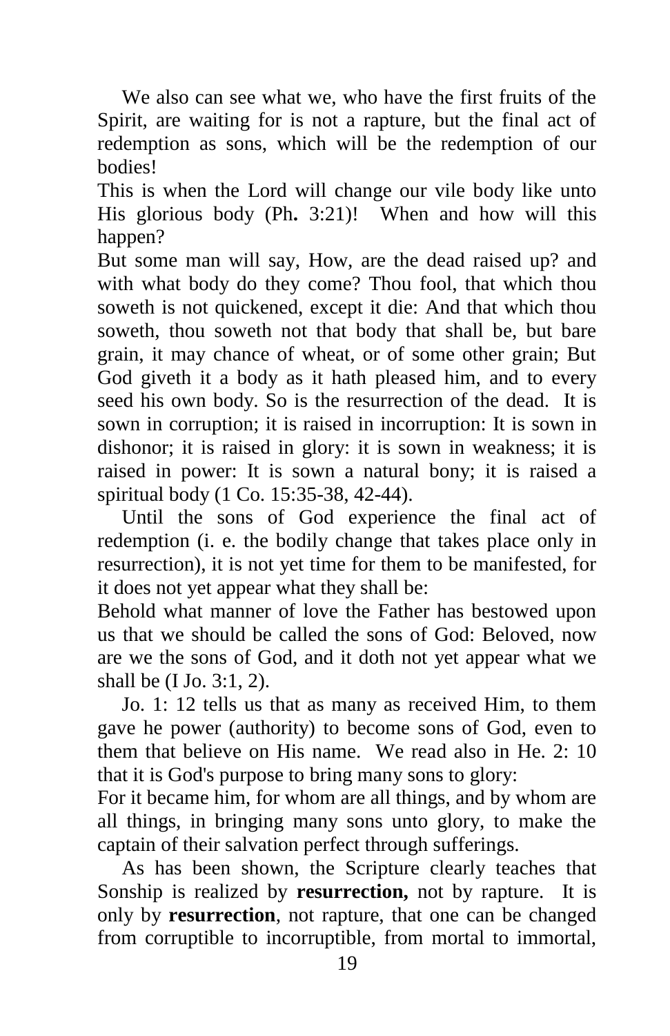We also can see what we, who have the first fruits of the Spirit, are waiting for is not a rapture, but the final act of redemption as sons, which will be the redemption of our bodies!

This is when the Lord will change our vile body like unto His glorious body (Ph**.** 3:21)! When and how will this happen?

But some man will say, How, are the dead raised up? and with what body do they come? Thou fool, that which thou soweth is not quickened, except it die: And that which thou soweth, thou soweth not that body that shall be, but bare grain, it may chance of wheat, or of some other grain; But God giveth it a body as it hath pleased him, and to every seed his own body. So is the resurrection of the dead. It is sown in corruption; it is raised in incorruption: It is sown in dishonor; it is raised in glory: it is sown in weakness; it is raised in power: It is sown a natural bony; it is raised a spiritual body (1 Co. 15:35-38, 42-44).

Until the sons of God experience the final act of redemption (i. e. the bodily change that takes place only in resurrection), it is not yet time for them to be manifested, for it does not yet appear what they shall be:

Behold what manner of love the Father has bestowed upon us that we should be called the sons of God: Beloved, now are we the sons of God, and it doth not yet appear what we shall be (I Jo. 3:1, 2).

Jo. 1: 12 tells us that as many as received Him, to them gave he power (authority) to become sons of God, even to them that believe on His name. We read also in He. 2: 10 that it is God's purpose to bring many sons to glory:

For it became him, for whom are all things, and by whom are all things, in bringing many sons unto glory, to make the captain of their salvation perfect through sufferings.

As has been shown, the Scripture clearly teaches that Sonship is realized by **resurrection,** not by rapture. It is only by **resurrection**, not rapture, that one can be changed from corruptible to incorruptible, from mortal to immortal,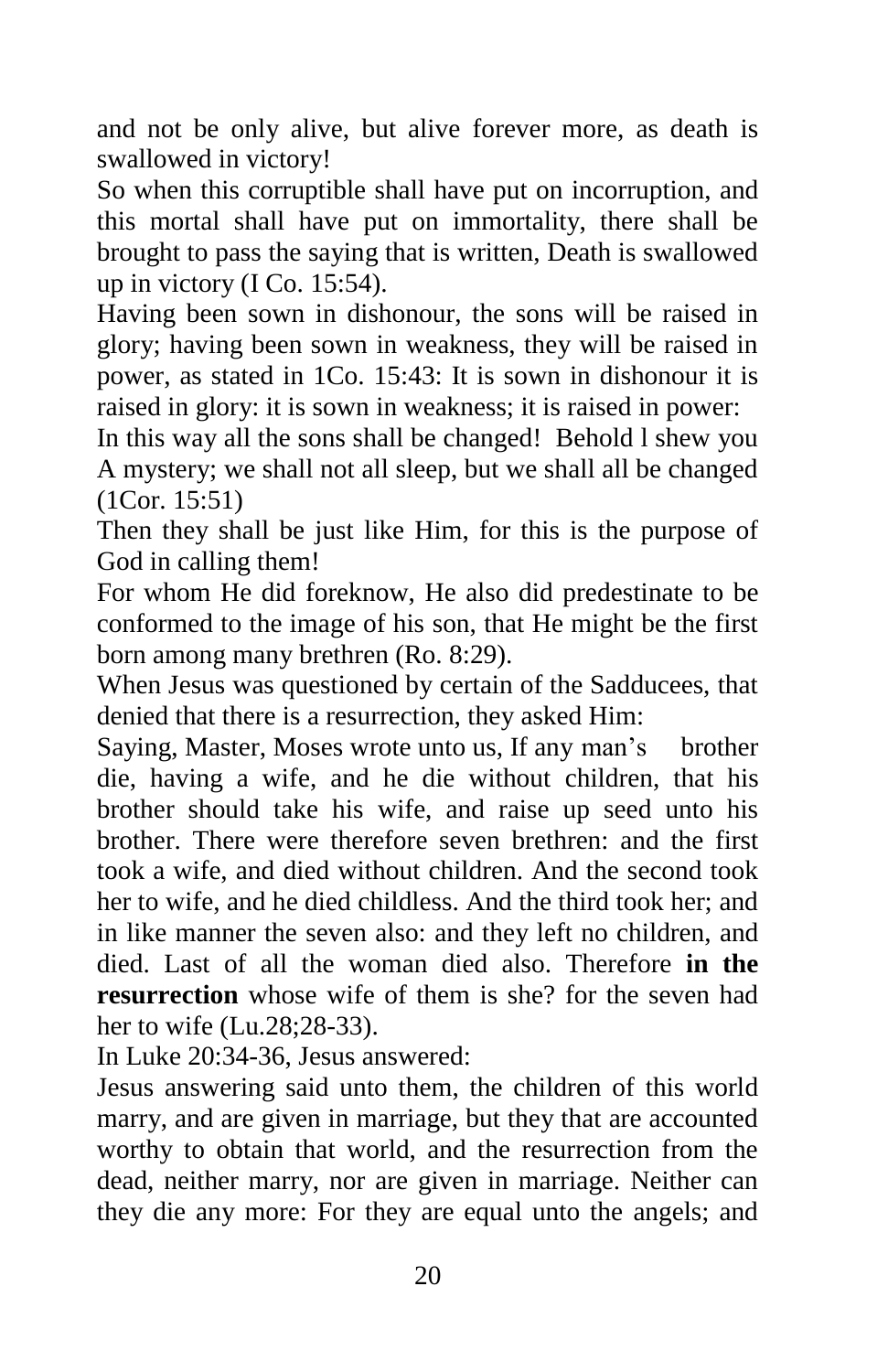and not be only alive, but alive forever more, as death is swallowed in victory!

So when this corruptible shall have put on incorruption, and this mortal shall have put on immortality, there shall be brought to pass the saying that is written, Death is swallowed up in victory (I Co. 15:54).

Having been sown in dishonour, the sons will be raised in glory; having been sown in weakness, they will be raised in power, as stated in 1Co. 15:43: It is sown in dishonour it is raised in glory: it is sown in weakness; it is raised in power:

In this way all the sons shall be changed! Behold l shew you A mystery; we shall not all sleep, but we shall all be changed (1Cor. 15:51)

Then they shall be just like Him, for this is the purpose of God in calling them!

For whom He did foreknow, He also did predestinate to be conformed to the image of his son, that He might be the first born among many brethren (Ro. 8:29).

When Jesus was questioned by certain of the Sadducees, that denied that there is a resurrection, they asked Him:

Saying, Master, Moses wrote unto us, If any man's brother die, having a wife, and he die without children, that his brother should take his wife, and raise up seed unto his brother. There were therefore seven brethren: and the first took a wife, and died without children. And the second took her to wife, and he died childless. And the third took her; and in like manner the seven also: and they left no children, and died. Last of all the woman died also. Therefore **in the resurrection** whose wife of them is she? for the seven had her to wife (Lu.28;28-33).

In Luke 20:34-36, Jesus answered:

Jesus answering said unto them, the children of this world marry, and are given in marriage, but they that are accounted worthy to obtain that world, and the resurrection from the dead, neither marry, nor are given in marriage. Neither can they die any more: For they are equal unto the angels; and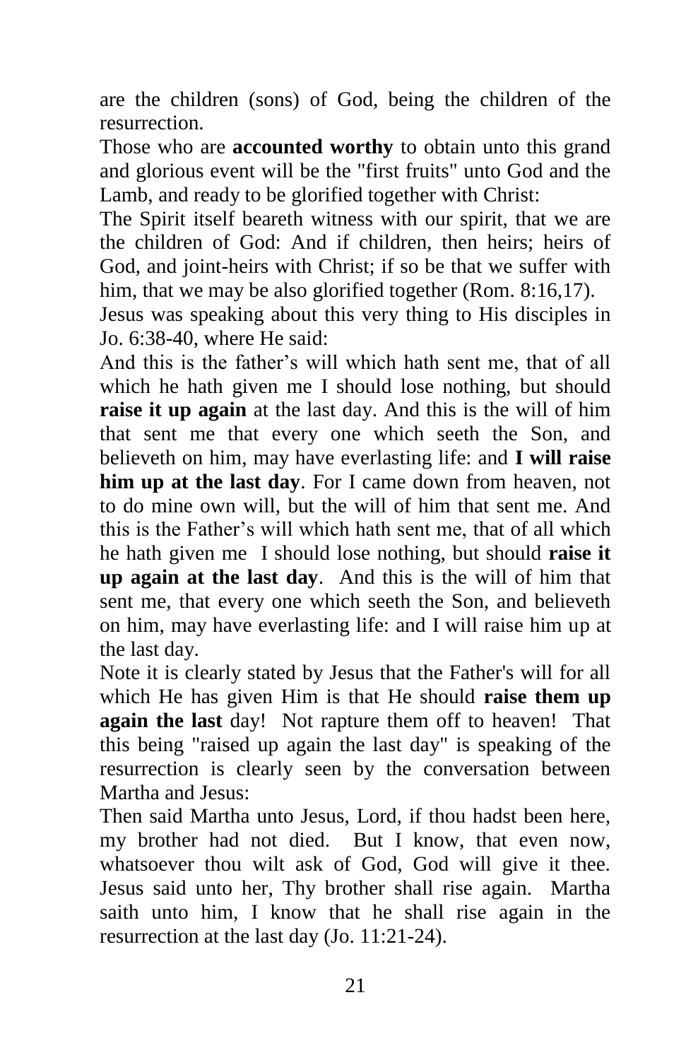are the children (sons) of God, being the children of the resurrection.

Those who are **accounted worthy** to obtain unto this grand and glorious event will be the "first fruits" unto God and the Lamb, and ready to be glorified together with Christ:

The Spirit itself beareth witness with our spirit, that we are the children of God: And if children, then heirs; heirs of God, and joint-heirs with Christ; if so be that we suffer with him, that we may be also glorified together (Rom. 8:16,17).

Jesus was speaking about this very thing to His disciples in Jo. 6:38-40, where He said:

And this is the father's will which hath sent me, that of all which he hath given me I should lose nothing, but should **raise it up again** at the last day. And this is the will of him that sent me that every one which seeth the Son, and believeth on him, may have everlasting life: and **I will raise him up at the last day**. For I came down from heaven, not to do mine own will, but the will of him that sent me. And this is the Father's will which hath sent me, that of all which he hath given me I should lose nothing, but should **raise it up again at the last day**. And this is the will of him that sent me, that every one which seeth the Son, and believeth on him, may have everlasting life: and I will raise him up at the last day.

Note it is clearly stated by Jesus that the Father's will for all which He has given Him is that He should **raise them up again the last** day! Not rapture them off to heaven! That this being "raised up again the last day" is speaking of the resurrection is clearly seen by the conversation between Martha and Jesus:

Then said Martha unto Jesus, Lord, if thou hadst been here, my brother had not died. But I know, that even now, whatsoever thou wilt ask of God, God will give it thee. Jesus said unto her, Thy brother shall rise again. Martha saith unto him, I know that he shall rise again in the resurrection at the last day (Jo. 11:21-24).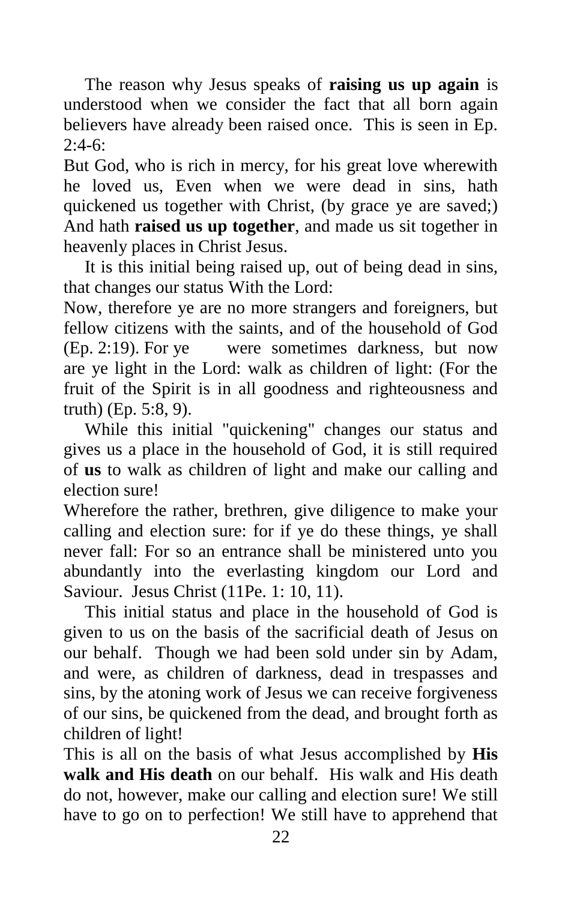The reason why Jesus speaks of **raising us up again** is understood when we consider the fact that all born again believers have already been raised once. This is seen in Ep. 2:4-6:

But God, who is rich in mercy, for his great love wherewith he loved us, Even when we were dead in sins, hath quickened us together with Christ, (by grace ye are saved;) And hath **raised us up together**, and made us sit together in heavenly places in Christ Jesus.

It is this initial being raised up, out of being dead in sins, that changes our status With the Lord:

Now, therefore ye are no more strangers and foreigners, but fellow citizens with the saints, and of the household of God (Ep. 2:19). For ye were sometimes darkness, but now are ye light in the Lord: walk as children of light: (For the fruit of the Spirit is in all goodness and righteousness and truth) (Ep. 5:8, 9).

While this initial "quickening" changes our status and gives us a place in the household of God, it is still required of **us** to walk as children of light and make our calling and election sure!

Wherefore the rather, brethren, give diligence to make your calling and election sure: for if ye do these things, ye shall never fall: For so an entrance shall be ministered unto you abundantly into the everlasting kingdom our Lord and Saviour. Jesus Christ (11Pe. 1: 10, 11).

This initial status and place in the household of God is given to us on the basis of the sacrificial death of Jesus on our behalf. Though we had been sold under sin by Adam, and were, as children of darkness, dead in trespasses and sins, by the atoning work of Jesus we can receive forgiveness of our sins, be quickened from the dead, and brought forth as children of light!

This is all on the basis of what Jesus accomplished by **His walk and His death** on our behalf. His walk and His death do not, however, make our calling and election sure! We still have to go on to perfection! We still have to apprehend that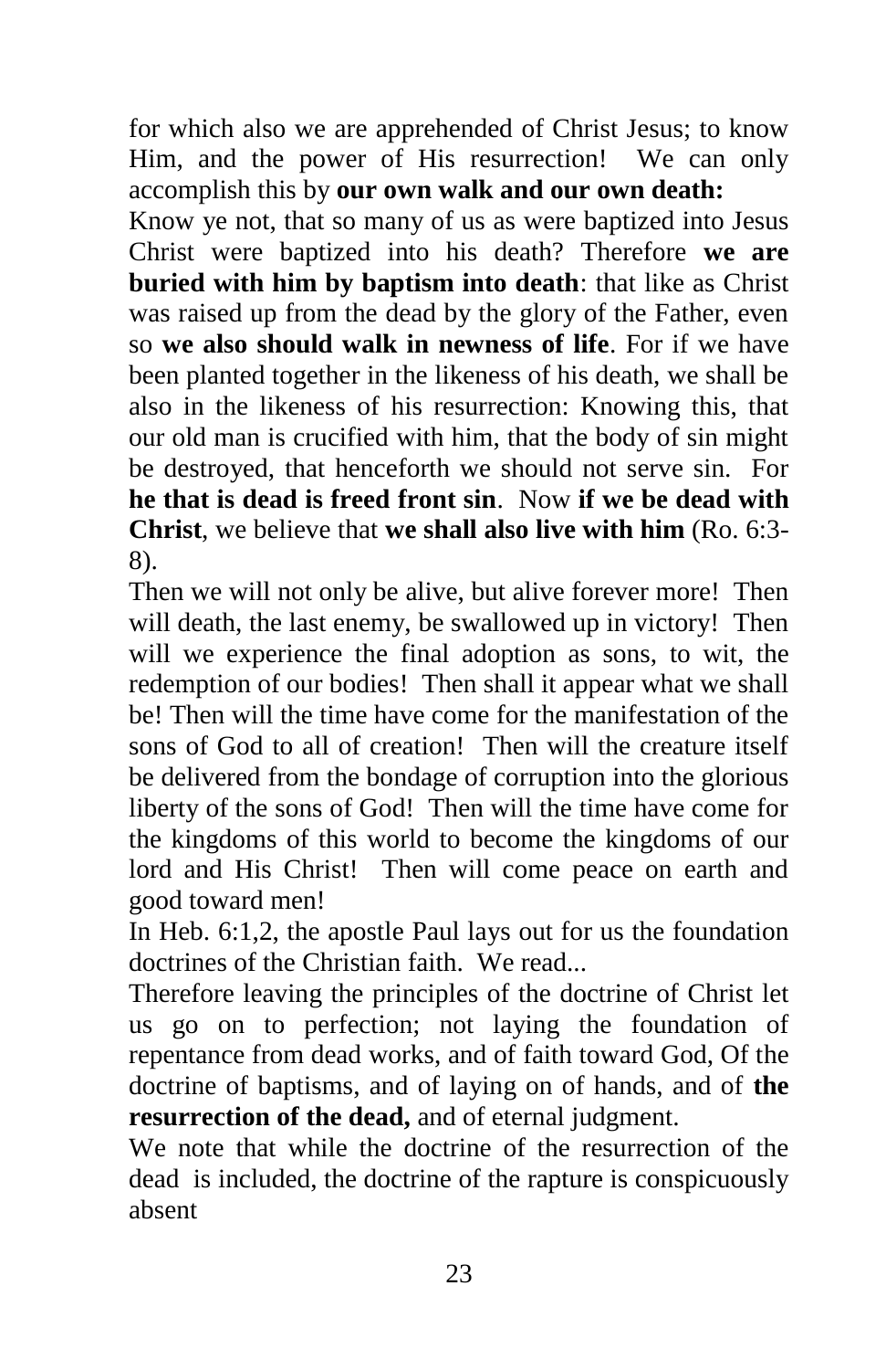for which also we are apprehended of Christ Jesus; to know Him, and the power of His resurrection! We can only accomplish this by **our own walk and our own death:**

Know ye not, that so many of us as were baptized into Jesus Christ were baptized into his death? Therefore **we are buried with him by baptism into death**: that like as Christ was raised up from the dead by the glory of the Father, even so **we also should walk in newness of life**. For if we have been planted together in the likeness of his death, we shall be also in the likeness of his resurrection: Knowing this, that our old man is crucified with him, that the body of sin might be destroyed, that henceforth we should not serve sin. For **he that is dead is freed front sin**. Now **if we be dead with Christ**, we believe that **we shall also live with him** (Ro. 6:3-8).

Then we will not only be alive, but alive forever more! Then will death, the last enemy, be swallowed up in victory! Then will we experience the final adoption as sons, to wit, the redemption of our bodies! Then shall it appear what we shall be! Then will the time have come for the manifestation of the sons of God to all of creation! Then will the creature itself be delivered from the bondage of corruption into the glorious liberty of the sons of God! Then will the time have come for the kingdoms of this world to become the kingdoms of our lord and His Christ! Then will come peace on earth and good toward men!

In Heb. 6:1,2, the apostle Paul lays out for us the foundation doctrines of the Christian faith. We read...

Therefore leaving the principles of the doctrine of Christ let us go on to perfection; not laying the foundation of repentance from dead works, and of faith toward God, Of the doctrine of baptisms, and of laying on of hands, and of **the resurrection of the dead,** and of eternal judgment.

We note that while the doctrine of the resurrection of the dead is included, the doctrine of the rapture is conspicuously absent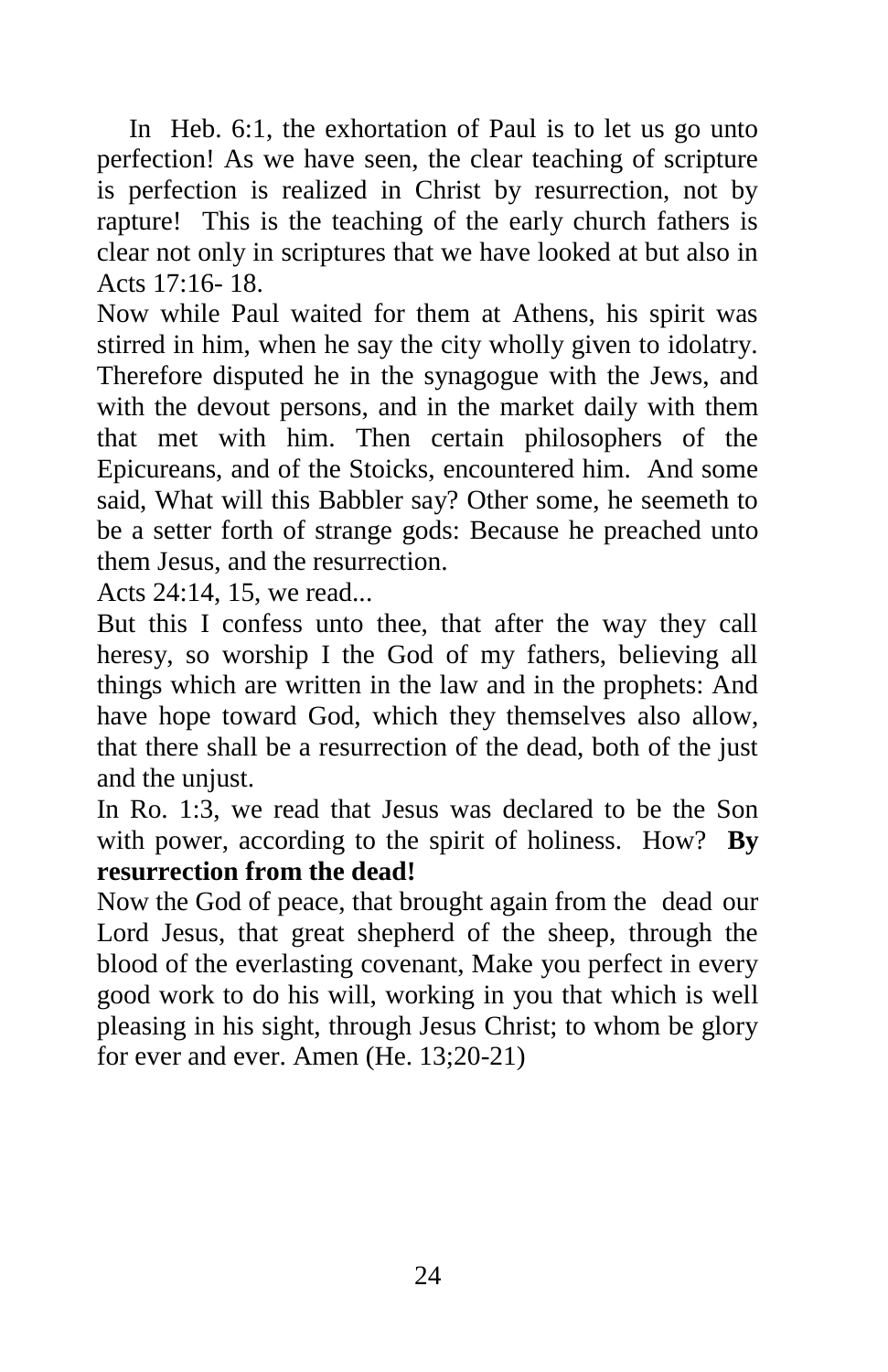In Heb. 6:1, the exhortation of Paul is to let us go unto perfection! As we have seen, the clear teaching of scripture is perfection is realized in Christ by resurrection, not by rapture! This is the teaching of the early church fathers is clear not only in scriptures that we have looked at but also in Acts 17:16- 18.

Now while Paul waited for them at Athens, his spirit was stirred in him, when he say the city wholly given to idolatry. Therefore disputed he in the synagogue with the Jews, and with the devout persons, and in the market daily with them that met with him. Then certain philosophers of the Epicureans, and of the Stoicks, encountered him. And some said, What will this Babbler say? Other some, he seemeth to be a setter forth of strange gods: Because he preached unto them Jesus, and the resurrection.

Acts 24:14, 15, we read...

But this I confess unto thee, that after the way they call heresy, so worship I the God of my fathers, believing all things which are written in the law and in the prophets: And have hope toward God, which they themselves also allow, that there shall be a resurrection of the dead, both of the just and the unjust.

In Ro. 1:3, we read that Jesus was declared to be the Son with power, according to the spirit of holiness. How? **By resurrection from the dead!**

Now the God of peace, that brought again from the dead our Lord Jesus, that great shepherd of the sheep, through the blood of the everlasting covenant, Make you perfect in every good work to do his will, working in you that which is well pleasing in his sight, through Jesus Christ; to whom be glory for ever and ever. Amen (He. 13;20-21)